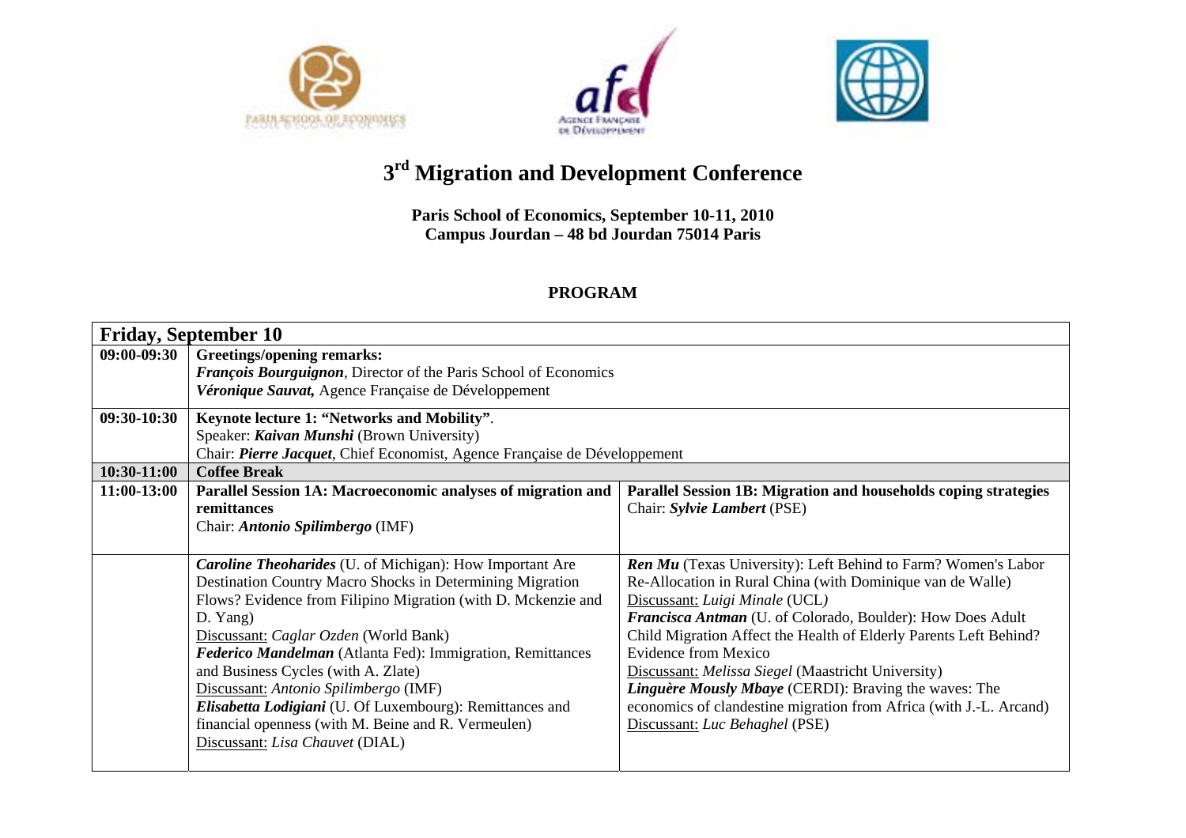# 3rd Migration and Development Conference

**Paris School of Economics, September 10-11, 2010**
**Campus Jourdan – 48 bd Jourdan 75014 Paris**

## PROGRAM

| **Friday, September 10** | | |
|---|---|---|
| **09:00-09:30** | **Greetings/opening remarks:**<br>***François Bourguignon***, Director of the Paris School of Economics<br>***Véronique Sauvat,*** Agence Française de Développement | |
| **09:30-10:30** | **Keynote lecture 1: "Networks and Mobility"**.<br>Speaker: ***Kaivan Munshi*** (Brown University)<br>Chair: ***Pierre Jacquet***, Chief Economist, Agence Française de Développement | |
| **10:30-11:00** | **Coffee Break** | |
| **11:00-13:00** | **Parallel Session 1A: Macroeconomic analyses of migration and remittances**<br>Chair: ***Antonio Spilimbergo*** (IMF) | **Parallel Session 1B: Migration and households coping strategies**<br>Chair: ***Sylvie Lambert*** (PSE) |
| | ***Caroline Theoharides*** (U. of Michigan): How Important Are Destination Country Macro Shocks in Determining Migration Flows? Evidence from Filipino Migration (with D. Mckenzie and D. Yang)<br>Discussant: *Caglar Ozden* (World Bank)<br>***Federico Mandelman*** (Atlanta Fed): Immigration, Remittances and Business Cycles (with A. Zlate)<br>Discussant: *Antonio Spilimbergo* (IMF)<br>***Elisabetta Lodigiani*** (U. Of Luxembourg): Remittances and financial openness (with M. Beine and R. Vermeulen)<br>Discussant: *Lisa Chauvet* (DIAL) | ***Ren Mu*** (Texas University): Left Behind to Farm? Women's Labor Re-Allocation in Rural China (with Dominique van de Walle)<br>Discussant: *Luigi Minale* (UCL)<br>***Francisca Antman*** (U. of Colorado, Boulder): How Does Adult Child Migration Affect the Health of Elderly Parents Left Behind? Evidence from Mexico<br>Discussant: *Melissa Siegel* (Maastricht University)<br>***Linguère Mously Mbaye*** (CERDI): Braving the waves: The economics of clandestine migration from Africa (with J.-L. Arcand)<br>Discussant: *Luc Behaghel* (PSE) |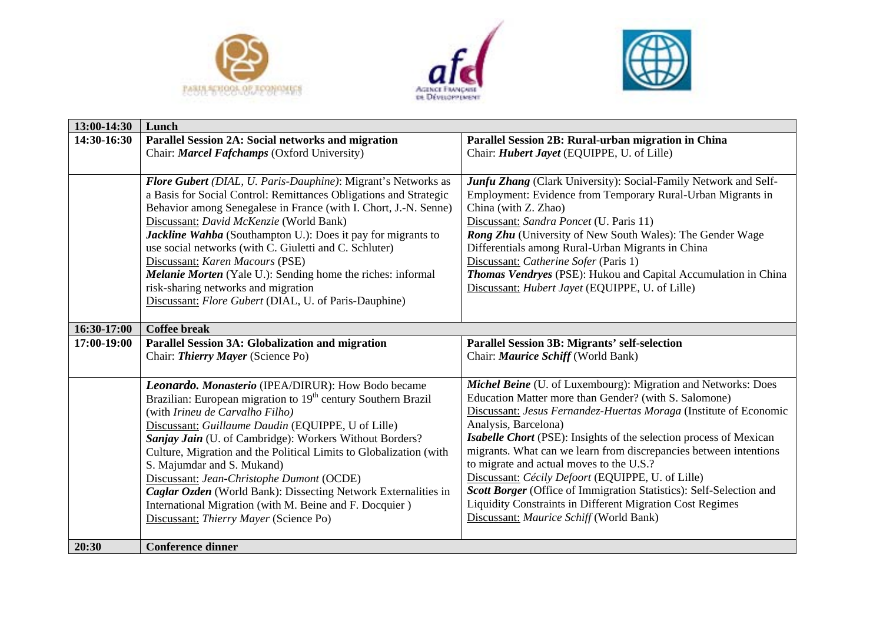| 13:00-14:30 | **Lunch** | |
|---|---|---|
| 14:30-16:30 | **Parallel Session 2A: Social networks and migration**<br>Chair: ***Marcel Fafchamps*** (Oxford University) | **Parallel Session 2B: Rural-urban migration in China**<br>Chair: ***Hubert Jayet*** (EQUIPPE, U. of Lille) |
| | ***Flore Gubert*** *(DIAL, U. Paris-Dauphine)*: Migrant's Networks as a Basis for Social Control: Remittances Obligations and Strategic Behavior among Senegalese in France (with I. Chort, J.-N. Senne)<br>Discussant: *David McKenzie* (World Bank)<br>***Jackline Wahba*** (Southampton U.): Does it pay for migrants to use social networks (with C. Giuletti and C. Schluter)<br>Discussant: *Karen Macours* (PSE)<br>***Melanie Morten*** (Yale U.): Sending home the riches: informal risk-sharing networks and migration<br>Discussant: *Flore Gubert* (DIAL, U. of Paris-Dauphine) | ***Junfu Zhang*** (Clark University): Social-Family Network and Self-Employment: Evidence from Temporary Rural-Urban Migrants in China (with Z. Zhao)<br>Discussant: *Sandra Poncet* (U. Paris 11)<br>***Rong Zhu*** (University of New South Wales): The Gender Wage Differentials among Rural-Urban Migrants in China<br>Discussant: *Catherine Sofer* (Paris 1)<br>***Thomas Vendryes*** (PSE): Hukou and Capital Accumulation in China<br>Discussant: *Hubert Jayet* (EQUIPPE, U. of Lille) |
| 16:30-17:00 | **Coffee break** | |
| 17:00-19:00 | **Parallel Session 3A: Globalization and migration**<br>Chair: ***Thierry Mayer*** (Science Po) | **Parallel Session 3B: Migrants' self-selection**<br>Chair: ***Maurice Schiff*** (World Bank) |
| | ***Leonardo. Monasterio*** (IPEA/DIRUR): How Bodo became Brazilian: European migration to 19th century Southern Brazil (with *Irineu de Carvalho Filho)*<br>Discussant: *Guillaume Daudin* (EQUIPPE, U of Lille)<br>***Sanjay Jain*** (U. of Cambridge): Workers Without Borders? Culture, Migration and the Political Limits to Globalization (with S. Majumdar and S. Mukand)<br>Discussant: *Jean-Christophe Dumont* (OCDE)<br>***Caglar Ozden*** (World Bank): Dissecting Network Externalities in International Migration (with M. Beine and F. Docquier )<br>Discussant: *Thierry Mayer* (Science Po) | ***Michel Beine*** (U. of Luxembourg): Migration and Networks: Does Education Matter more than Gender? (with S. Salomone)<br>Discussant: *Jesus Fernandez-Huertas Moraga* (Institute of Economic Analysis, Barcelona)<br>***Isabelle Chort*** (PSE): Insights of the selection process of Mexican migrants. What can we learn from discrepancies between intentions to migrate and actual moves to the U.S.?<br>Discussant: *Cécily Defoort* (EQUIPPE, U. of Lille)<br>***Scott Borger*** (Office of Immigration Statistics): Self-Selection and Liquidity Constraints in Different Migration Cost Regimes<br>Discussant: *Maurice Schiff* (World Bank) |
| 20:30 | **Conference dinner** | |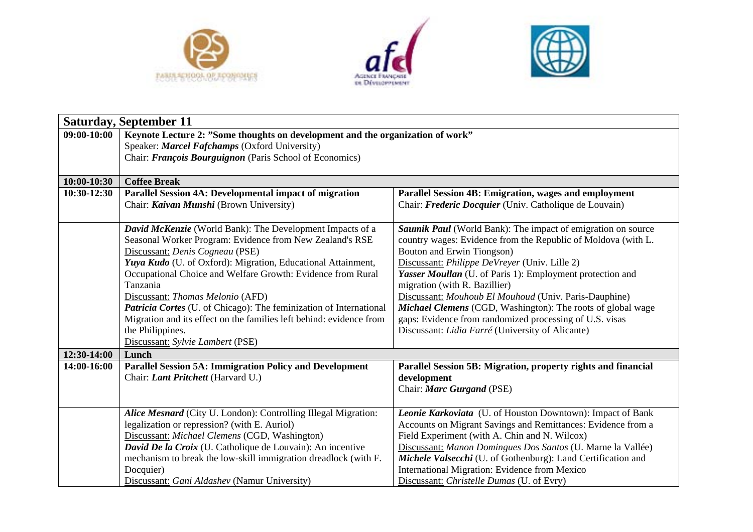| **Saturday, September 11** | | |
|---|---|---|
| **09:00-10:00** | **Keynote Lecture 2: "Some thoughts on development and the organization of work"**<br>Speaker: ***Marcel Fafchamps*** (Oxford University)<br>Chair: ***François Bourguignon*** (Paris School of Economics) | |
| **10:00-10:30** | **Coffee Break** | |
| **10:30-12:30** | **Parallel Session 4A: Developmental impact of migration**<br>Chair: ***Kaivan Munshi*** (Brown University) | **Parallel Session 4B: Emigration, wages and employment**<br>Chair: ***Frederic Docquier*** (Univ. Catholique de Louvain) |
| | ***David McKenzie*** (World Bank): The Development Impacts of a Seasonal Worker Program: Evidence from New Zealand's RSE<br>Discussant: *Denis Cogneau* (PSE)<br>***Yuya Kudo*** (U. of Oxford): Migration, Educational Attainment, Occupational Choice and Welfare Growth: Evidence from Rural Tanzania<br>Discussant: *Thomas Melonio* (AFD)<br>***Patricia Cortes*** (U. of Chicago): The feminization of International Migration and its effect on the families left behind: evidence from the Philippines.<br>Discussant: *Sylvie Lambert* (PSE) | ***Saumik Paul*** (World Bank): The impact of emigration on source country wages: Evidence from the Republic of Moldova (with L. Bouton and Erwin Tiongson)<br>Discussant: *Philippe DeVreyer* (Univ. Lille 2)<br>***Yasser Moullan*** (U. of Paris 1): Employment protection and migration (with R. Bazillier)<br>Discussant: *Mouhoub El Mouhoud* (Univ. Paris-Dauphine)<br>***Michael Clemens*** (CGD, Washington): The roots of global wage gaps: Evidence from randomized processing of U.S. visas<br>Discussant: *Lidia Farré* (University of Alicante) |
| **12:30-14:00** | **Lunch** | |
| **14:00-16:00** | **Parallel Session 5A: Immigration Policy and Development**<br>Chair: ***Lant Pritchett*** (Harvard U.) | **Parallel Session 5B: Migration, property rights and financial development**<br>Chair: ***Marc Gurgand*** (PSE) |
| | ***Alice Mesnard*** (City U. London): Controlling Illegal Migration: legalization or repression? (with E. Auriol)<br>Discussant: *Michael Clemens* (CGD, Washington)<br>***David De la Croix*** (U. Catholique de Louvain): An incentive mechanism to break the low-skill immigration dreadlock (with F. Docquier)<br>Discussant: *Gani Aldashev* (Namur University) | ***Leonie Karkoviata*** (U. of Houston Downtown): Impact of Bank Accounts on Migrant Savings and Remittances: Evidence from a Field Experiment (with A. Chin and N. Wilcox)<br>Discussant: *Manon Domingues Dos Santos* (U. Marne la Vallée)<br>***Michele Valsecchi*** (U. of Gothenburg): Land Certification and International Migration: Evidence from Mexico<br>Discussant: *Christelle Dumas* (U. of Evry) |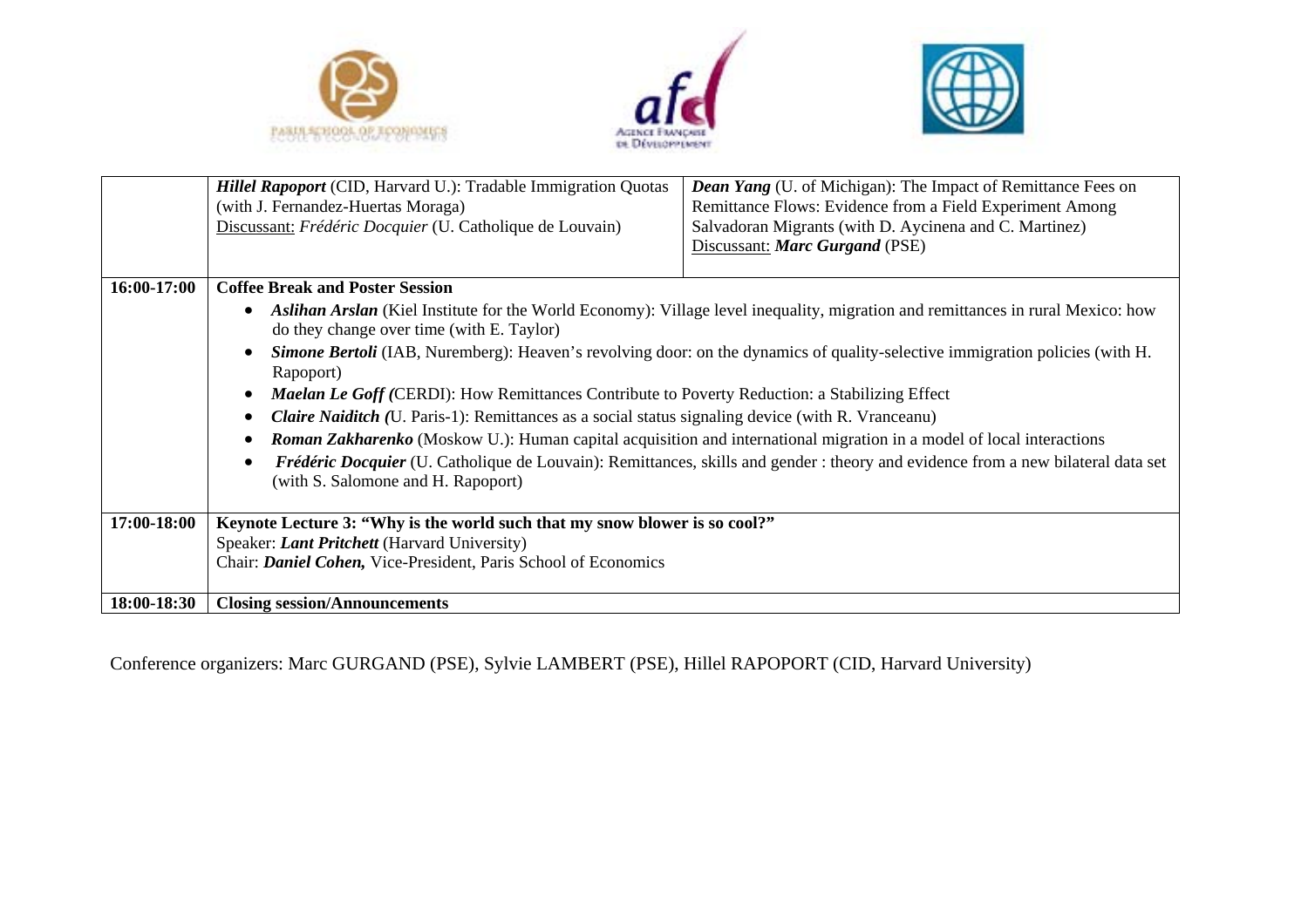| | | |
|---|---|---|
| | ***Hillel Rapoport*** (CID, Harvard U.): Tradable Immigration Quotas (with J. Fernandez-Huertas Moraga)<br>Discussant: *Frédéric Docquier* (U. Catholique de Louvain) | ***Dean Yang*** (U. of Michigan): The Impact of Remittance Fees on Remittance Flows: Evidence from a Field Experiment Among Salvadoran Migrants (with D. Aycinena and C. Martinez)<br>Discussant: ***Marc Gurgand*** (PSE) |
| **16:00-17:00** | **Coffee Break and Poster Session**<br>• ***Aslihan Arslan*** (Kiel Institute for the World Economy): Village level inequality, migration and remittances in rural Mexico: how do they change over time (with E. Taylor)<br>• ***Simone Bertoli*** (IAB, Nuremberg): Heaven's revolving door: on the dynamics of quality-selective immigration policies (with H. Rapoport)<br>• ***Maelan Le Goff (***CERDI): How Remittances Contribute to Poverty Reduction: a Stabilizing Effect<br>• ***Claire Naiditch (***U. Paris-1): Remittances as a social status signaling device (with R. Vranceanu)<br>• ***Roman Zakharenko*** (Moskow U.): Human capital acquisition and international migration in a model of local interactions<br>• ***Frédéric Docquier*** (U. Catholique de Louvain): Remittances, skills and gender : theory and evidence from a new bilateral data set (with S. Salomone and H. Rapoport) | |
| **17:00-18:00** | **Keynote Lecture 3: "Why is the world such that my snow blower is so cool?"**<br>Speaker: ***Lant Pritchett*** (Harvard University)<br>Chair: ***Daniel Cohen,*** Vice-President, Paris School of Economics | |
| **18:00-18:30** | **Closing session/Announcements** | |

Conference organizers: Marc GURGAND (PSE), Sylvie LAMBERT (PSE), Hillel RAPOPORT (CID, Harvard University)